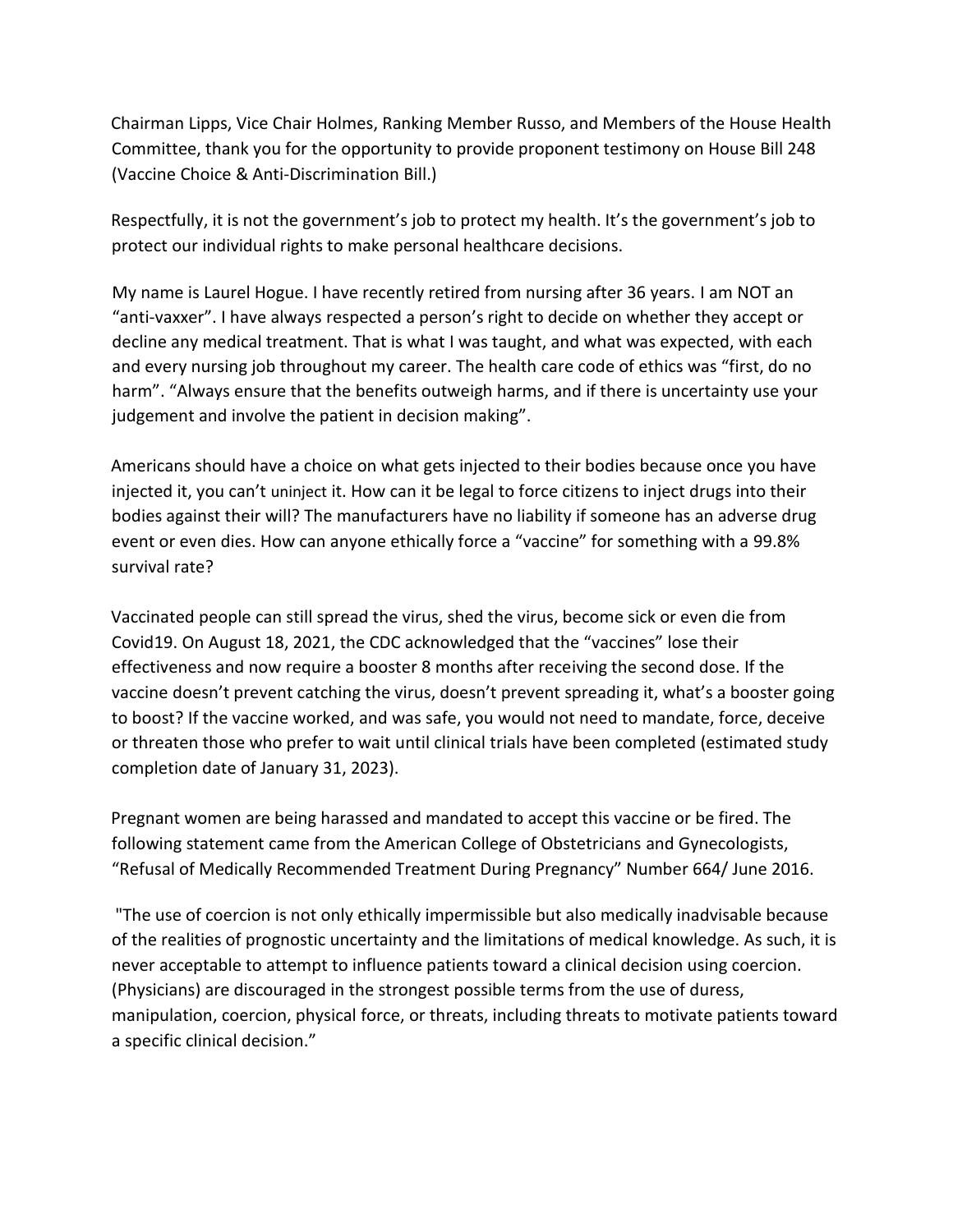Chairman Lipps, Vice Chair Holmes, Ranking Member Russo, and Members of the House Health Committee, thank you for the opportunity to provide proponent testimony on House Bill 248 (Vaccine Choice & Anti-Discrimination Bill.)

Respectfully, it is not the government's job to protect my health. It's the government's job to protect our individual rights to make personal healthcare decisions.

My name is Laurel Hogue. I have recently retired from nursing after 36 years. I am NOT an "anti-vaxxer". I have always respected a person's right to decide on whether they accept or decline any medical treatment. That is what I was taught, and what was expected, with each and every nursing job throughout my career. The health care code of ethics was "first, do no harm". "Always ensure that the benefits outweigh harms, and if there is uncertainty use your judgement and involve the patient in decision making".

Americans should have a choice on what gets injected to their bodies because once you have injected it, you can't uninject it. How can it be legal to force citizens to inject drugs into their bodies against their will? The manufacturers have no liability if someone has an adverse drug event or even dies. How can anyone ethically force a "vaccine" for something with a 99.8% survival rate?

Vaccinated people can still spread the virus, shed the virus, become sick or even die from Covid19. On August 18, 2021, the CDC acknowledged that the "vaccines" lose their effectiveness and now require a booster 8 months after receiving the second dose. If the vaccine doesn't prevent catching the virus, doesn't prevent spreading it, what's a booster going to boost? If the vaccine worked, and was safe, you would not need to mandate, force, deceive or threaten those who prefer to wait until clinical trials have been completed (estimated study completion date of January 31, 2023).

Pregnant women are being harassed and mandated to accept this vaccine or be fired. The following statement came from the American College of Obstetricians and Gynecologists, "Refusal of Medically Recommended Treatment During Pregnancy" Number 664/ June 2016.

"The use of coercion is not only ethically impermissible but also medically inadvisable because of the realities of prognostic uncertainty and the limitations of medical knowledge. As such, it is never acceptable to attempt to influence patients toward a clinical decision using coercion. (Physicians) are discouraged in the strongest possible terms from the use of duress, manipulation, coercion, physical force, or threats, including threats to motivate patients toward a specific clinical decision."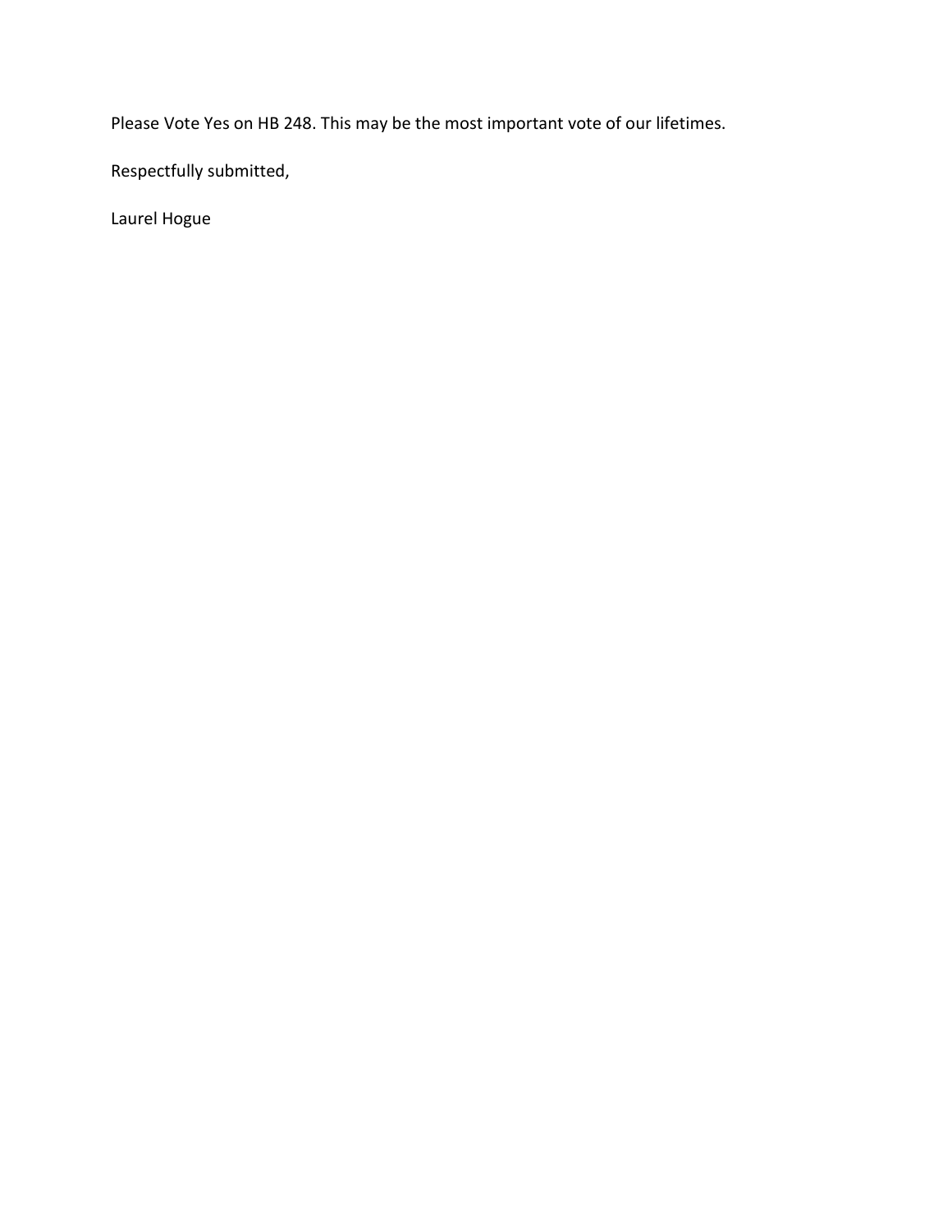Please Vote Yes on HB 248. This may be the most important vote of our lifetimes.

Respectfully submitted,

Laurel Hogue